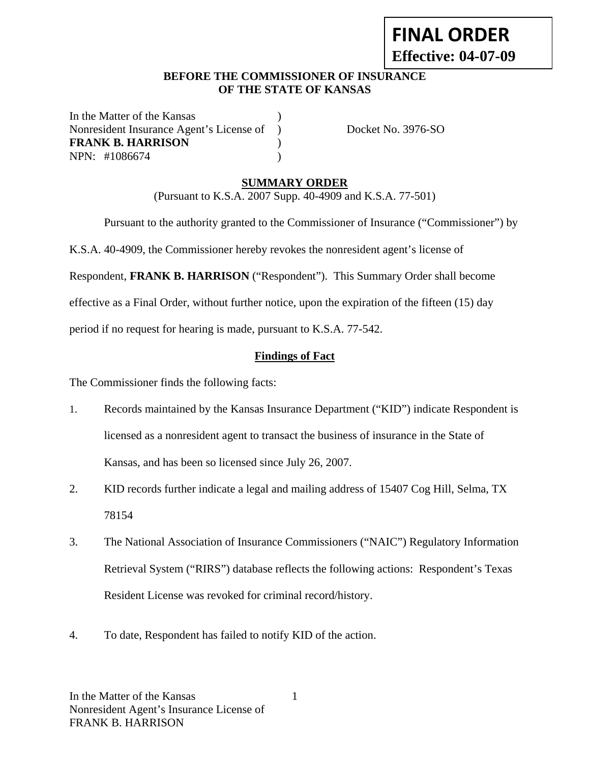**FINAL ORDER**
**Effective: 04-07-09**

**BEFORE THE COMMISSIONER OF INSURANCE**
**OF THE STATE OF KANSAS**

| | | |
|---|---|---|
| In the Matter of the Kansas | ) | |
| Nonresident Insurance Agent's License of | ) | Docket No. 3976-SO |
| **FRANK B. HARRISON** | ) | |
| NPN: #1086674 | ) | |

## SUMMARY ORDER

(Pursuant to K.S.A. 2007 Supp. 40-4909 and K.S.A. 77-501)

Pursuant to the authority granted to the Commissioner of Insurance ("Commissioner") by K.S.A. 40-4909, the Commissioner hereby revokes the nonresident agent's license of Respondent, **FRANK B. HARRISON** ("Respondent"). This Summary Order shall become effective as a Final Order, without further notice, upon the expiration of the fifteen (15) day period if no request for hearing is made, pursuant to K.S.A. 77-542.

### Findings of Fact

The Commissioner finds the following facts:

1. Records maintained by the Kansas Insurance Department ("KID") indicate Respondent is licensed as a nonresident agent to transact the business of insurance in the State of Kansas, and has been so licensed since July 26, 2007.
2. KID records further indicate a legal and mailing address of 15407 Cog Hill, Selma, TX 78154
3. The National Association of Insurance Commissioners ("NAIC") Regulatory Information Retrieval System ("RIRS") database reflects the following actions: Respondent's Texas Resident License was revoked for criminal record/history.
4. To date, Respondent has failed to notify KID of the action.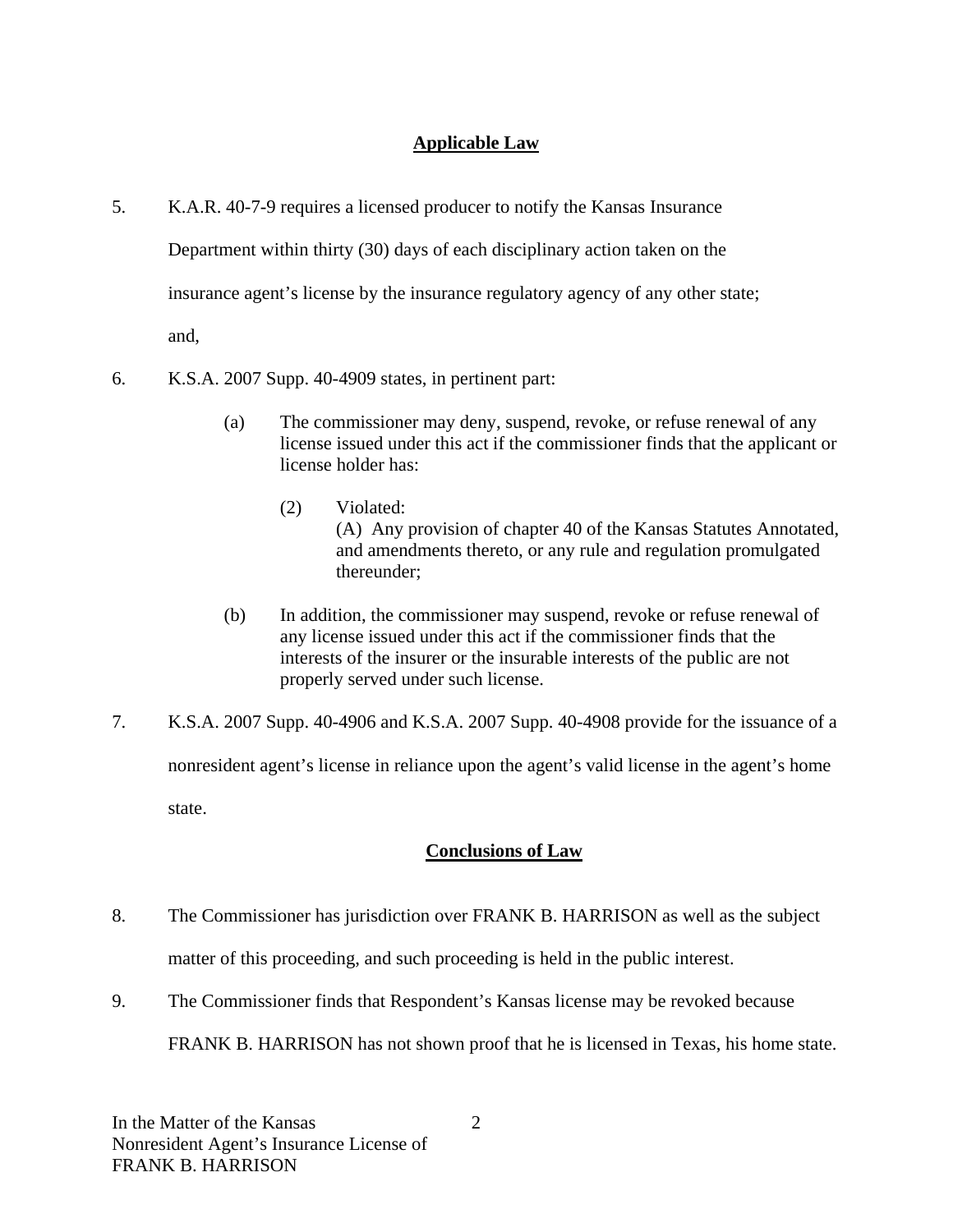## Applicable Law

5. K.A.R. 40-7-9 requires a licensed producer to notify the Kansas Insurance Department within thirty (30) days of each disciplinary action taken on the insurance agent's license by the insurance regulatory agency of any other state; and,

6. K.S.A. 2007 Supp. 40-4909 states, in pertinent part:

   (a) The commissioner may deny, suspend, revoke, or refuse renewal of any license issued under this act if the commissioner finds that the applicant or license holder has:

      (2) Violated:
      (A) Any provision of chapter 40 of the Kansas Statutes Annotated, and amendments thereto, or any rule and regulation promulgated thereunder;

   (b) In addition, the commissioner may suspend, revoke or refuse renewal of any license issued under this act if the commissioner finds that the interests of the insurer or the insurable interests of the public are not properly served under such license.

7. K.S.A. 2007 Supp. 40-4906 and K.S.A. 2007 Supp. 40-4908 provide for the issuance of a nonresident agent's license in reliance upon the agent's valid license in the agent's home state.

## Conclusions of Law

8. The Commissioner has jurisdiction over FRANK B. HARRISON as well as the subject matter of this proceeding, and such proceeding is held in the public interest.

9. The Commissioner finds that Respondent's Kansas license may be revoked because FRANK B. HARRISON has not shown proof that he is licensed in Texas, his home state.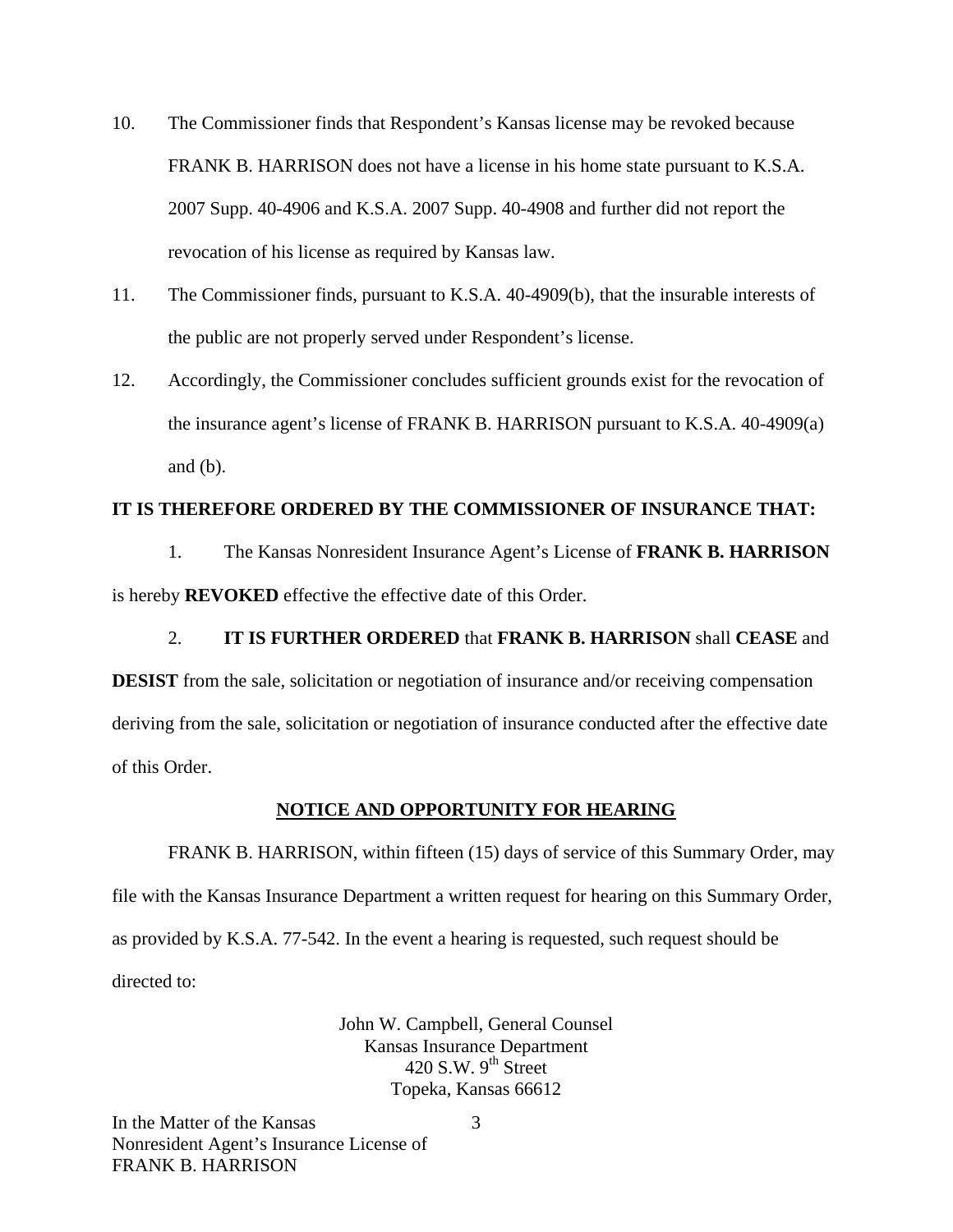10. The Commissioner finds that Respondent's Kansas license may be revoked because FRANK B. HARRISON does not have a license in his home state pursuant to K.S.A. 2007 Supp. 40-4906 and K.S.A. 2007 Supp. 40-4908 and further did not report the revocation of his license as required by Kansas law.

11. The Commissioner finds, pursuant to K.S.A. 40-4909(b), that the insurable interests of the public are not properly served under Respondent's license.

12. Accordingly, the Commissioner concludes sufficient grounds exist for the revocation of the insurance agent's license of FRANK B. HARRISON pursuant to K.S.A. 40-4909(a) and (b).

**IT IS THEREFORE ORDERED BY THE COMMISSIONER OF INSURANCE THAT:**

1. The Kansas Nonresident Insurance Agent's License of **FRANK B. HARRISON** is hereby **REVOKED** effective the effective date of this Order.

2. **IT IS FURTHER ORDERED** that **FRANK B. HARRISON** shall **CEASE** and **DESIST** from the sale, solicitation or negotiation of insurance and/or receiving compensation deriving from the sale, solicitation or negotiation of insurance conducted after the effective date of this Order.

## NOTICE AND OPPORTUNITY FOR HEARING

FRANK B. HARRISON, within fifteen (15) days of service of this Summary Order, may file with the Kansas Insurance Department a written request for hearing on this Summary Order, as provided by K.S.A. 77-542. In the event a hearing is requested, such request should be directed to:

John W. Campbell, General Counsel
Kansas Insurance Department
420 S.W. 9th Street
Topeka, Kansas 66612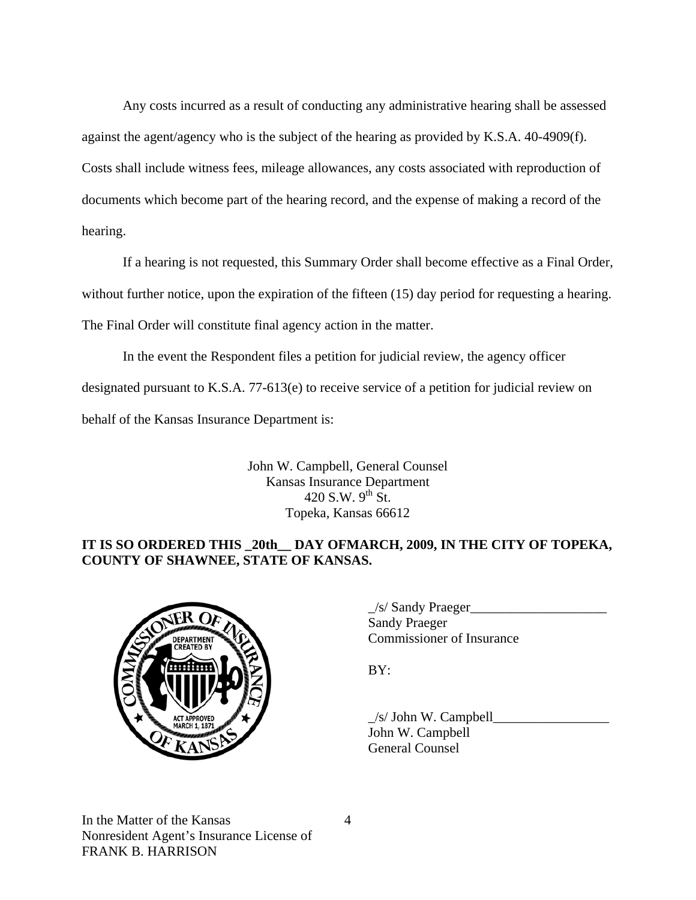Any costs incurred as a result of conducting any administrative hearing shall be assessed against the agent/agency who is the subject of the hearing as provided by K.S.A. 40-4909(f). Costs shall include witness fees, mileage allowances, any costs associated with reproduction of documents which become part of the hearing record, and the expense of making a record of the hearing.

If a hearing is not requested, this Summary Order shall become effective as a Final Order, without further notice, upon the expiration of the fifteen (15) day period for requesting a hearing. The Final Order will constitute final agency action in the matter.

In the event the Respondent files a petition for judicial review, the agency officer designated pursuant to K.S.A. 77-613(e) to receive service of a petition for judicial review on behalf of the Kansas Insurance Department is:

John W. Campbell, General Counsel
Kansas Insurance Department
420 S.W. 9th St.
Topeka, Kansas 66612

**IT IS SO ORDERED THIS _20th__ DAY OFMARCH, 2009, IN THE CITY OF TOPEKA, COUNTY OF SHAWNEE, STATE OF KANSAS.**

_/s/ Sandy Praeger____________________
Sandy Praeger
Commissioner of Insurance

BY:

_/s/ John W. Campbell_________________
John W. Campbell
General Counsel

In the Matter of the Kansas
Nonresident Agent's Insurance License of
FRANK B. HARRISON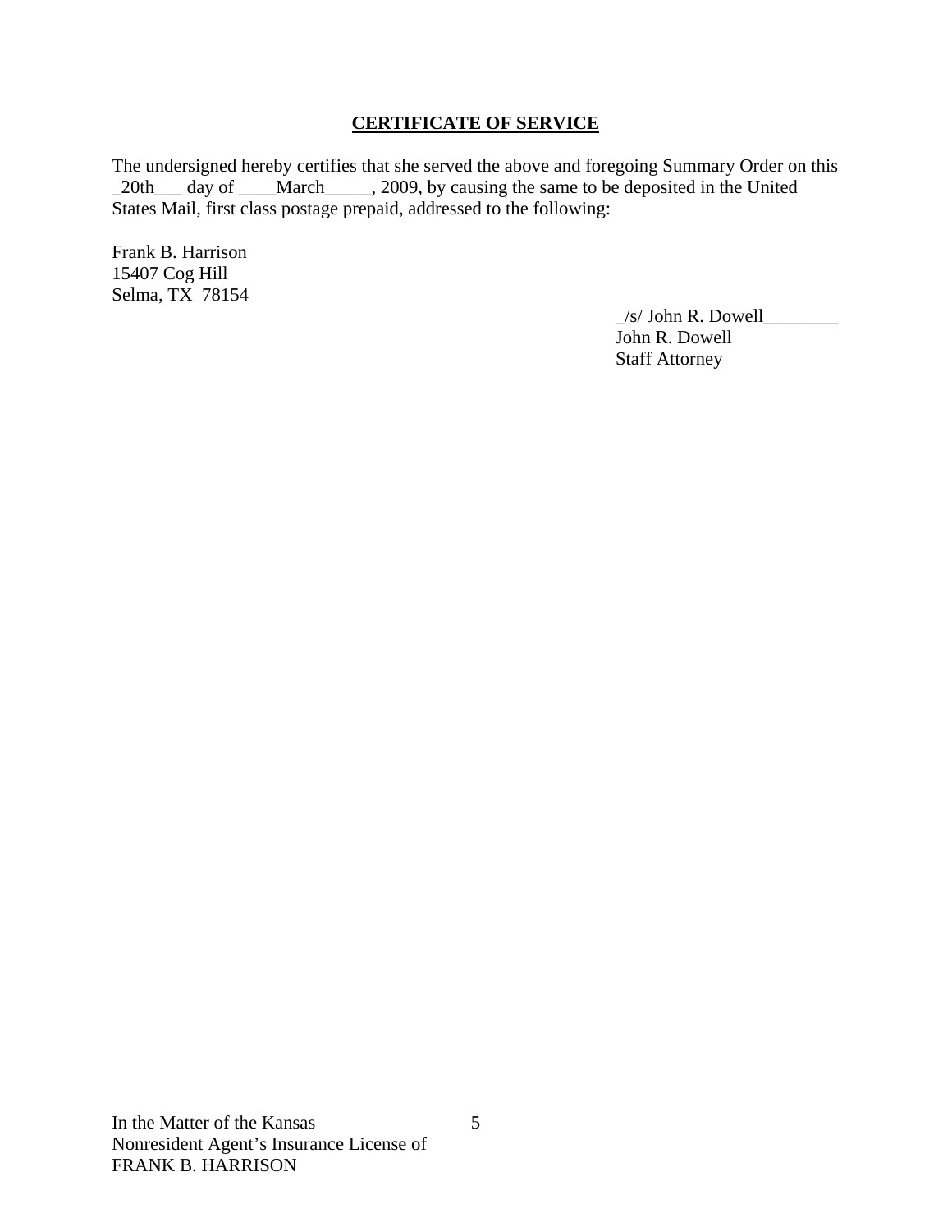**CERTIFICATE OF SERVICE**

The undersigned hereby certifies that she served the above and foregoing Summary Order on this _20th___ day of ____March_____, 2009, by causing the same to be deposited in the United States Mail, first class postage prepaid, addressed to the following:

Frank B. Harrison  
15407 Cog Hill  
Selma, TX 78154

_/s/ John R. Dowell________  
John R. Dowell  
Staff Attorney